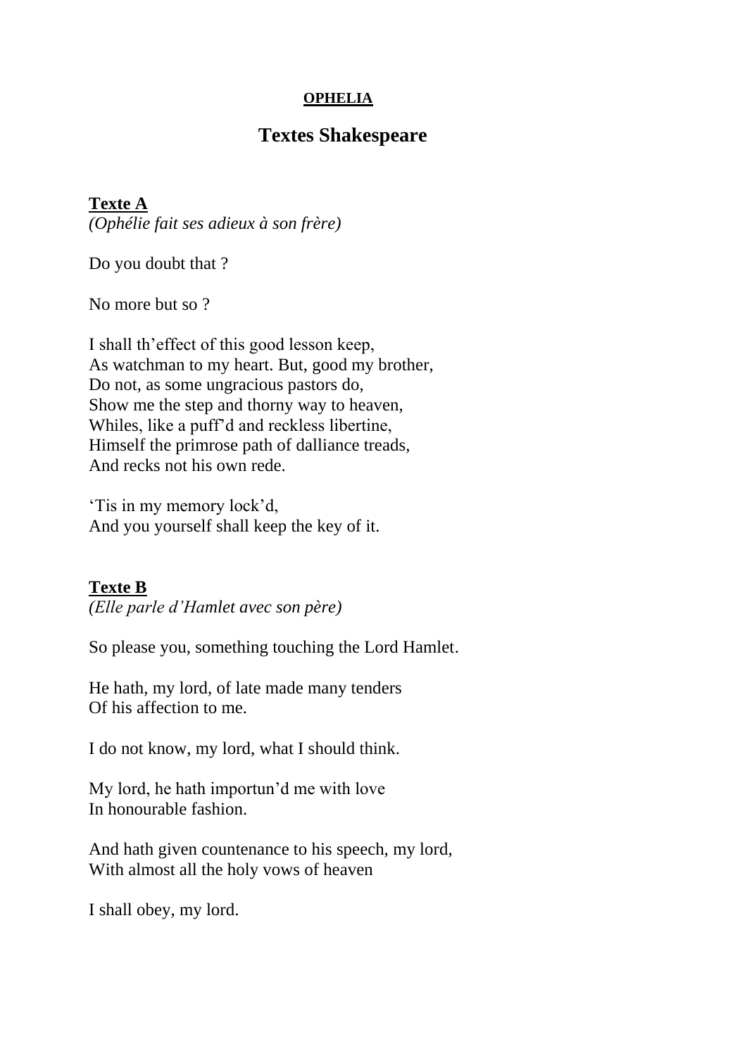**OPHELIA**

# Textes Shakespeare

**Texte A**
*(Ophélie fait ses adieux à son frère)*

Do you doubt that ?

No more but so ?

I shall th'effect of this good lesson keep,
As watchman to my heart. But, good my brother,
Do not, as some ungracious pastors do,
Show me the step and thorny way to heaven,
Whiles, like a puff'd and reckless libertine,
Himself the primrose path of dalliance treads,
And recks not his own rede.

'Tis in my memory lock'd,
And you yourself shall keep the key of it.

**Texte B**
*(Elle parle d'Hamlet avec son père)*

So please you, something touching the Lord Hamlet.

He hath, my lord, of late made many tenders
Of his affection to me.

I do not know, my lord, what I should think.

My lord, he hath importun'd me with love
In honourable fashion.

And hath given countenance to his speech, my lord,
With almost all the holy vows of heaven

I shall obey, my lord.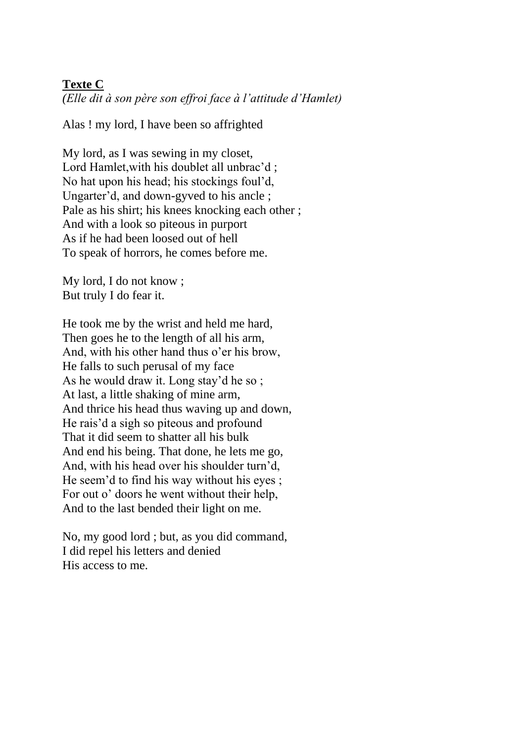**Texte C**

*(Elle dit à son père son effroi face à l'attitude d'Hamlet)*

Alas ! my lord, I have been so affrighted

My lord, as I was sewing in my closet,  
Lord Hamlet,with his doublet all unbrac'd ;  
No hat upon his head; his stockings foul'd,  
Ungarter'd, and down-gyved to his ancle ;  
Pale as his shirt; his knees knocking each other ;  
And with a look so piteous in purport  
As if he had been loosed out of hell  
To speak of horrors, he comes before me.

My lord, I do not know ;  
But truly I do fear it.

He took me by the wrist and held me hard,  
Then goes he to the length of all his arm,  
And, with his other hand thus o'er his brow,  
He falls to such perusal of my face  
As he would draw it. Long stay'd he so ;  
At last, a little shaking of mine arm,  
And thrice his head thus waving up and down,  
He rais'd a sigh so piteous and profound  
That it did seem to shatter all his bulk  
And end his being. That done, he lets me go,  
And, with his head over his shoulder turn'd,  
He seem'd to find his way without his eyes ;  
For out o' doors he went without their help,  
And to the last bended their light on me.

No, my good lord ; but, as you did command,  
I did repel his letters and denied  
His access to me.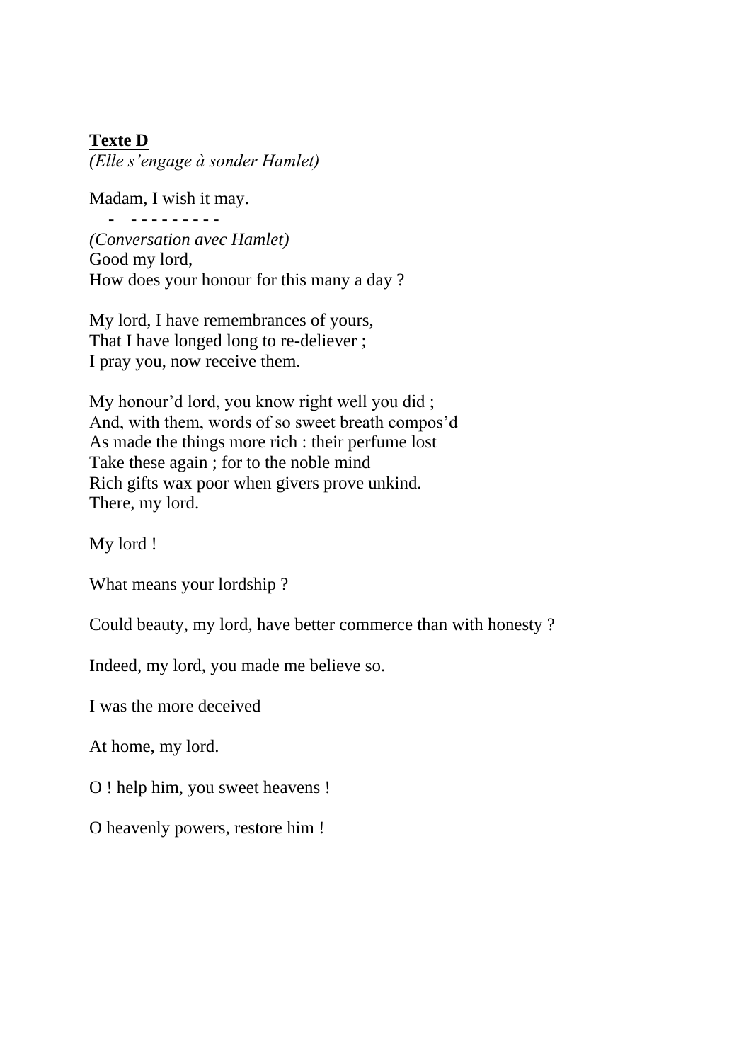**<u>Texte D</u>**
*(Elle s'engage à sonder Hamlet)*

Madam, I wish it may.

- - - - - - - - - -

*(Conversation avec Hamlet)*
Good my lord,
How does your honour for this many a day ?

My lord, I have remembrances of yours,
That I have longed long to re-deliever ;
I pray you, now receive them.

My honour'd lord, you know right well you did ;
And, with them, words of so sweet breath compos'd
As made the things more rich : their perfume lost
Take these again ; for to the noble mind
Rich gifts wax poor when givers prove unkind.
There, my lord.

My lord !

What means your lordship ?

Could beauty, my lord, have better commerce than with honesty ?

Indeed, my lord, you made me believe so.

I was the more deceived

At home, my lord.

O ! help him, you sweet heavens !

O heavenly powers, restore him !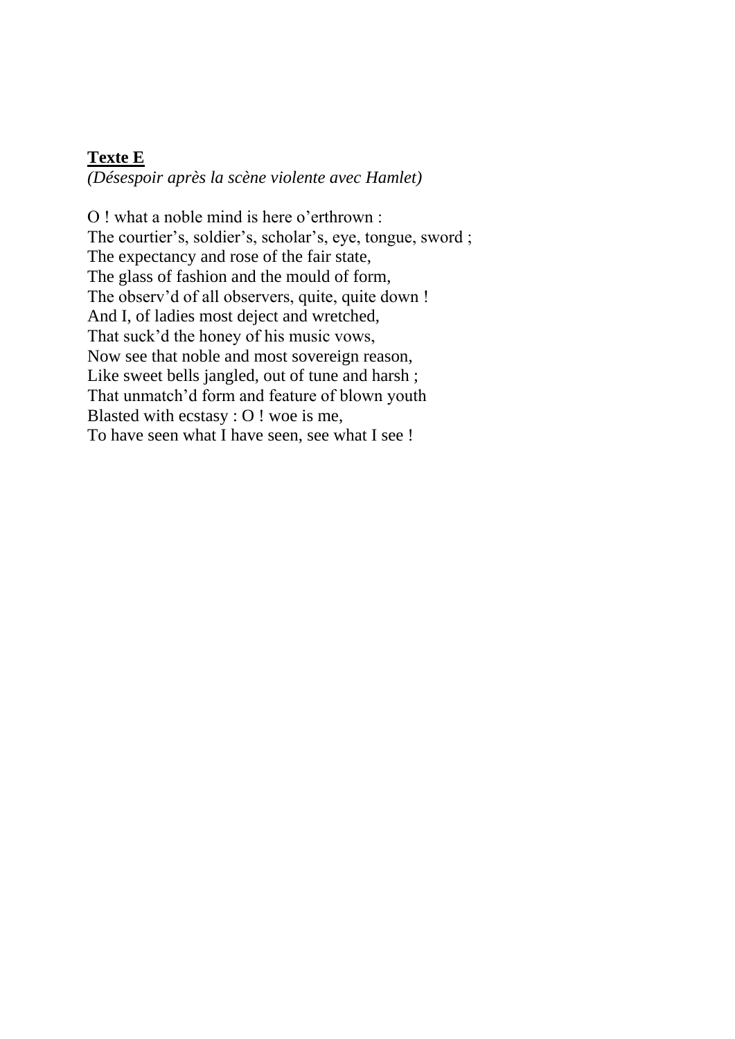**Texte E**

*(Désespoir après la scène violente avec Hamlet)*

O ! what a noble mind is here o'erthrown :  
The courtier's, soldier's, scholar's, eye, tongue, sword ;  
The expectancy and rose of the fair state,  
The glass of fashion and the mould of form,  
The observ'd of all observers, quite, quite down !  
And I, of ladies most deject and wretched,  
That suck'd the honey of his music vows,  
Now see that noble and most sovereign reason,  
Like sweet bells jangled, out of tune and harsh ;  
That unmatch'd form and feature of blown youth  
Blasted with ecstasy : O ! woe is me,  
To have seen what I have seen, see what I see !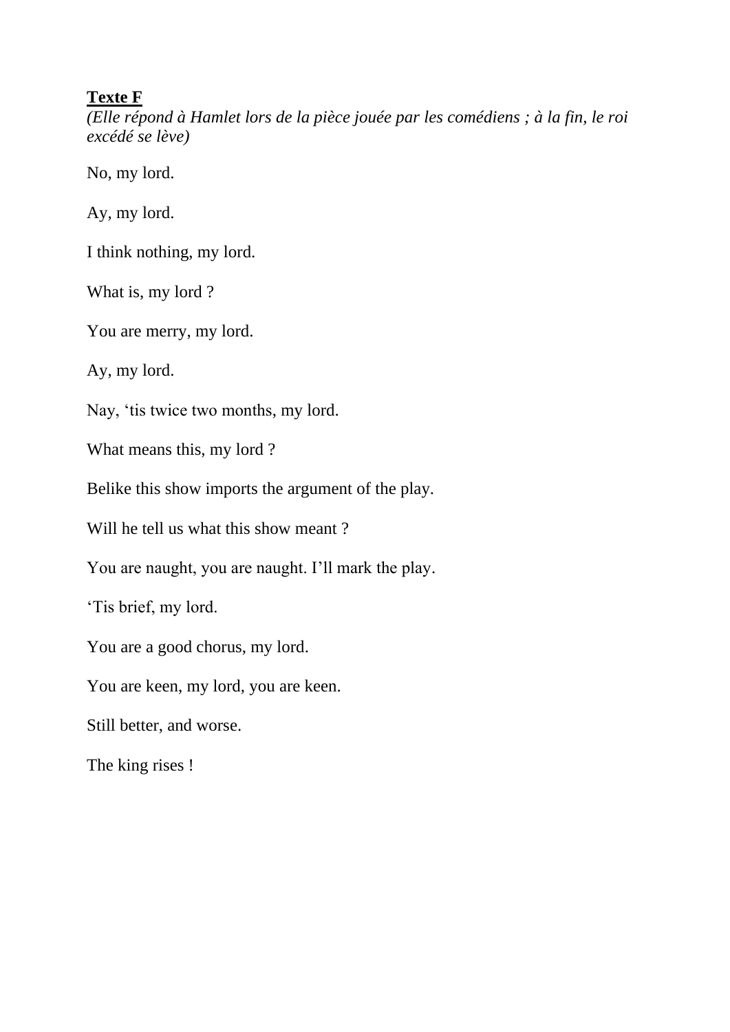**Texte F**

*(Elle répond à Hamlet lors de la pièce jouée par les comédiens ; à la fin, le roi excédé se lève)*

No, my lord.

Ay, my lord.

I think nothing, my lord.

What is, my lord ?

You are merry, my lord.

Ay, my lord.

Nay, 'tis twice two months, my lord.

What means this, my lord ?

Belike this show imports the argument of the play.

Will he tell us what this show meant ?

You are naught, you are naught. I'll mark the play.

'Tis brief, my lord.

You are a good chorus, my lord.

You are keen, my lord, you are keen.

Still better, and worse.

The king rises !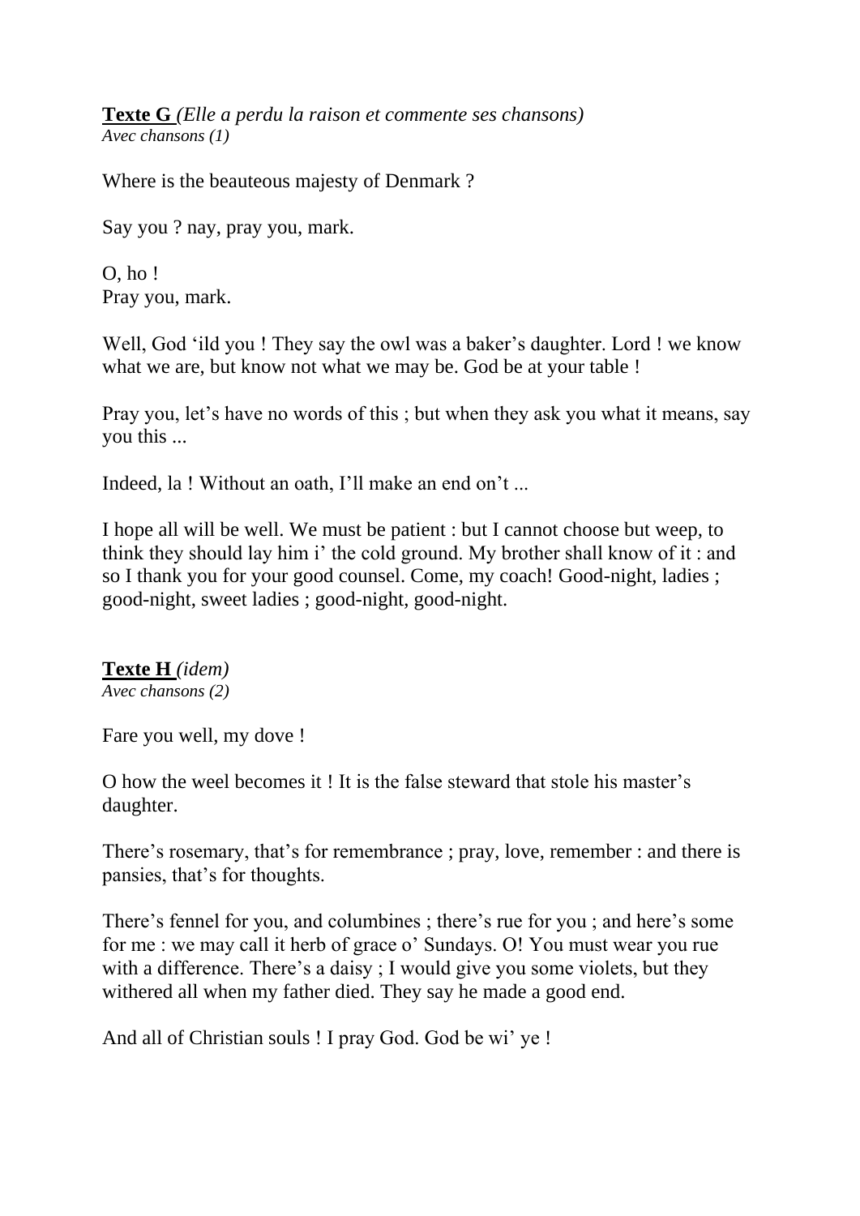**Texte G** *(Elle a perdu la raison et commente ses chansons)*
*Avec chansons (1)*

Where is the beauteous majesty of Denmark ?

Say you ? nay, pray you, mark.

O, ho !
Pray you, mark.

Well, God 'ild you ! They say the owl was a baker's daughter. Lord ! we know what we are, but know not what we may be. God be at your table !

Pray you, let's have no words of this ; but when they ask you what it means, say you this ...

Indeed, la ! Without an oath, I'll make an end on't ...

I hope all will be well. We must be patient : but I cannot choose but weep, to think they should lay him i' the cold ground. My brother shall know of it : and so I thank you for your good counsel. Come, my coach! Good-night, ladies ; good-night, sweet ladies ; good-night, good-night.

**Texte H** *(idem)*
*Avec chansons (2)*

Fare you well, my dove !

O how the weel becomes it ! It is the false steward that stole his master's daughter.

There's rosemary, that's for remembrance ; pray, love, remember : and there is pansies, that's for thoughts.

There's fennel for you, and columbines ; there's rue for you ; and here's some for me : we may call it herb of grace o' Sundays. O! You must wear you rue with a difference. There's a daisy ; I would give you some violets, but they withered all when my father died. They say he made a good end.

And all of Christian souls ! I pray God. God be wi' ye !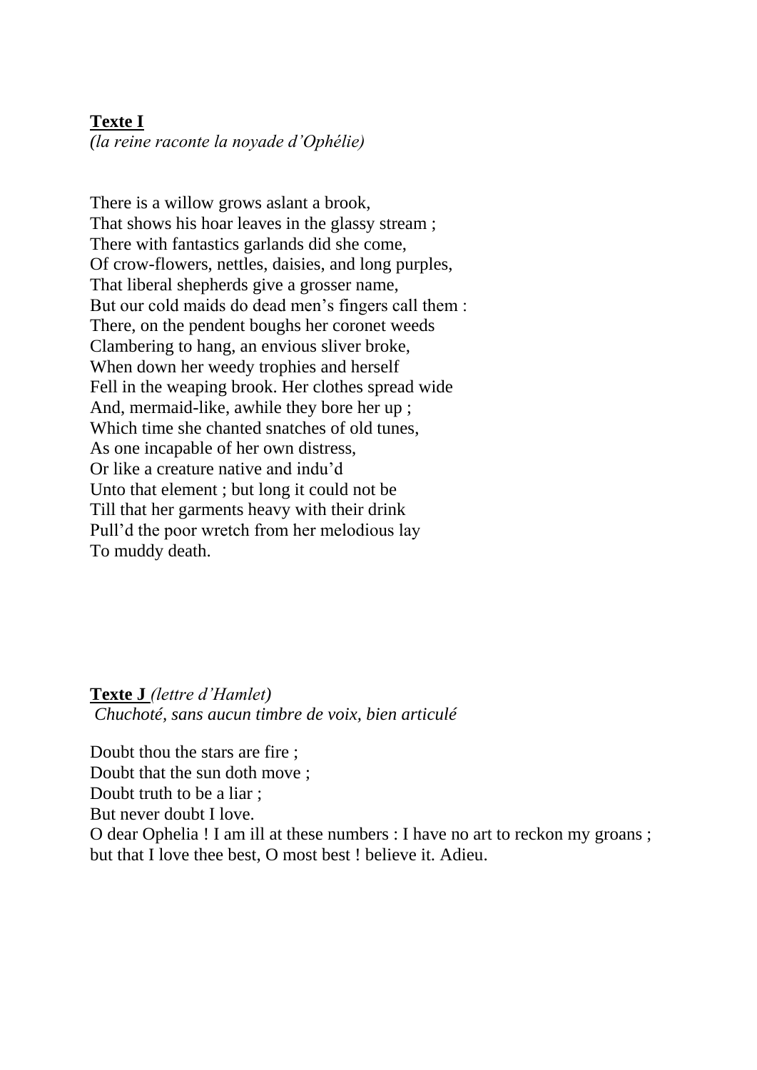**Texte I**

*(la reine raconte la noyade d'Ophélie)*

There is a willow grows aslant a brook,  
That shows his hoar leaves in the glassy stream ;  
There with fantastics garlands did she come,  
Of crow-flowers, nettles, daisies, and long purples,  
That liberal shepherds give a grosser name,  
But our cold maids do dead men's fingers call them :  
There, on the pendent boughs her coronet weeds  
Clambering to hang, an envious sliver broke,  
When down her weedy trophies and herself  
Fell in the weaping brook. Her clothes spread wide  
And, mermaid-like, awhile they bore her up ;  
Which time she chanted snatches of old tunes,  
As one incapable of her own distress,  
Or like a creature native and indu'd  
Unto that element ; but long it could not be  
Till that her garments heavy with their drink  
Pull'd the poor wretch from her melodious lay  
To muddy death.

**Texte J** *(lettre d'Hamlet)*

*Chuchoté, sans aucun timbre de voix, bien articulé*

Doubt thou the stars are fire ;  
Doubt that the sun doth move ;  
Doubt truth to be a liar ;  
But never doubt I love.  
O dear Ophelia ! I am ill at these numbers : I have no art to reckon my groans ; but that I love thee best, O most best ! believe it. Adieu.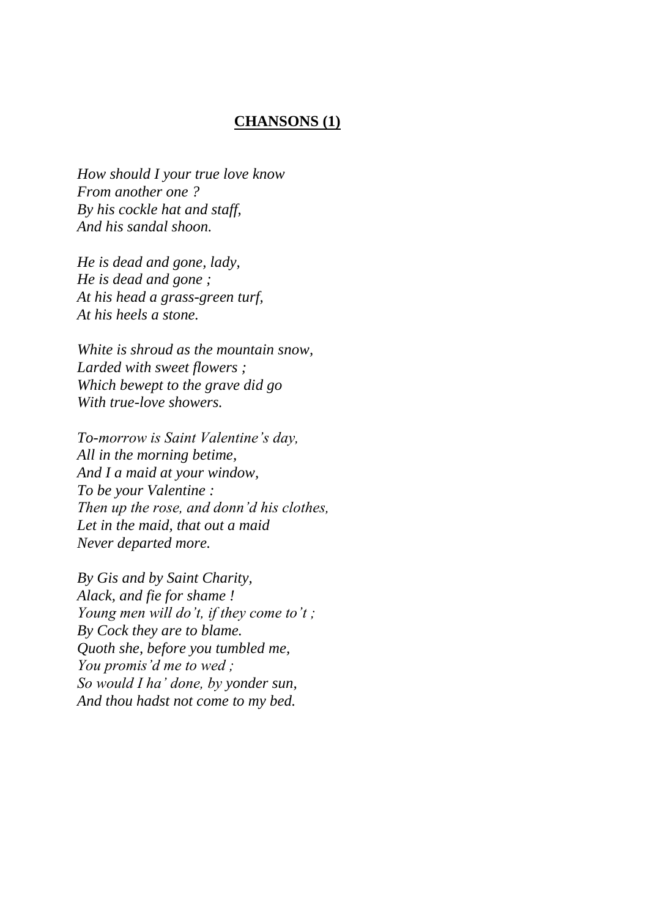## **CHANSONS (1)**

*How should I your true love know*
*From another one ?*
*By his cockle hat and staff,*
*And his sandal shoon.*

*He is dead and gone, lady,*
*He is dead and gone ;*
*At his head a grass-green turf,*
*At his heels a stone.*

*White is shroud as the mountain snow,*
*Larded with sweet flowers ;*
*Which bewept to the grave did go*
*With true-love showers.*

*To-morrow is Saint Valentine's day,*
*All in the morning betime,*
*And I a maid at your window,*
*To be your Valentine :*
*Then up the rose, and donn'd his clothes,*
*Let in the maid, that out a maid*
*Never departed more.*

*By Gis and by Saint Charity,*
*Alack, and fie for shame !*
*Young men will do't, if they come to't ;*
*By Cock they are to blame.*
*Quoth she, before you tumbled me,*
*You promis'd me to wed ;*
*So would I ha' done, by yonder sun,*
*And thou hadst not come to my bed.*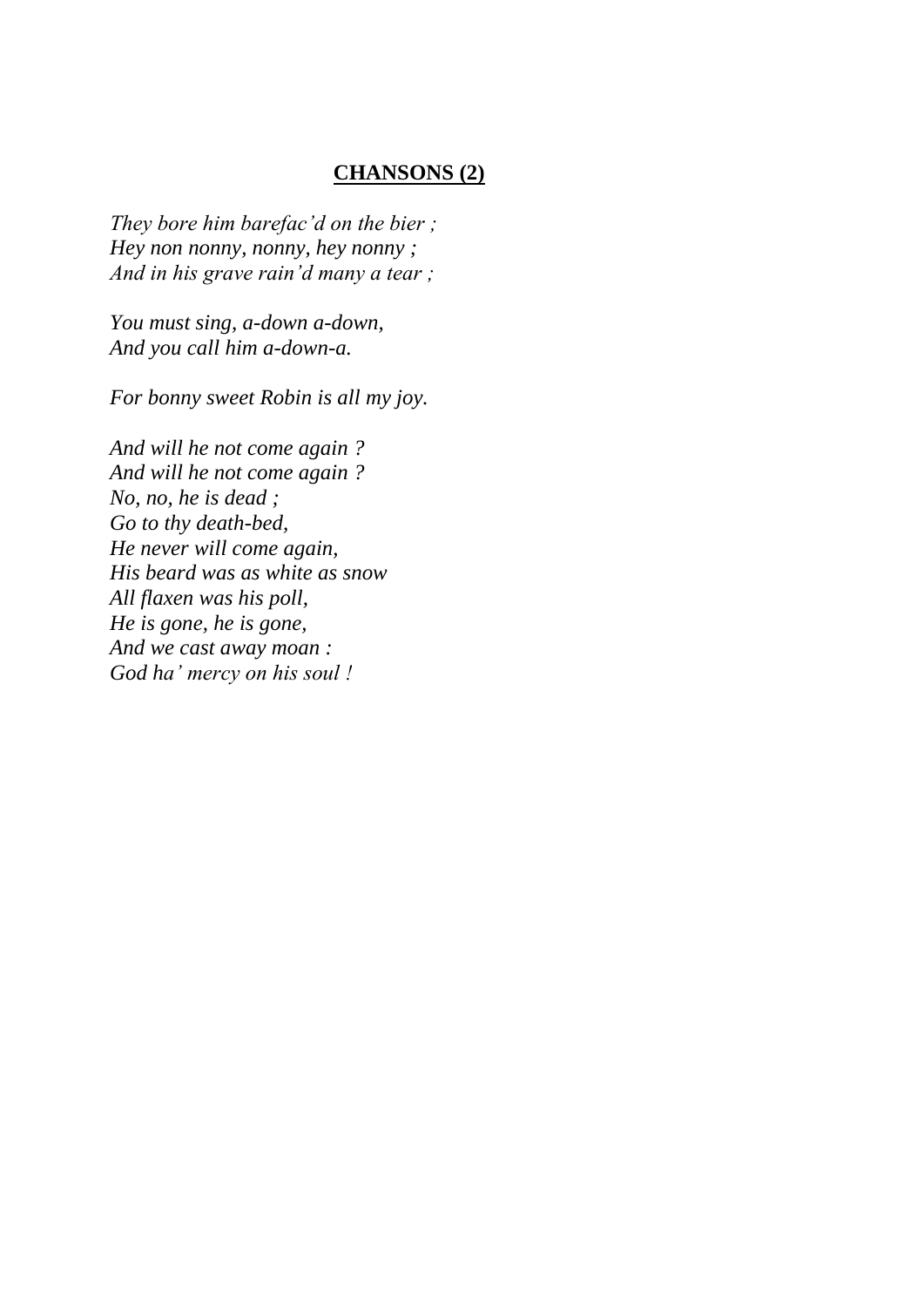## **CHANSONS (2)**

*They bore him barefac'd on the bier ;*
*Hey non nonny, nonny, hey nonny ;*
*And in his grave rain'd many a tear ;*

*You must sing, a-down a-down,*
*And you call him a-down-a.*

*For bonny sweet Robin is all my joy.*

*And will he not come again ?*
*And will he not come again ?*
*No, no, he is dead ;*
*Go to thy death-bed,*
*He never will come again,*
*His beard was as white as snow*
*All flaxen was his poll,*
*He is gone, he is gone,*
*And we cast away moan :*
*God ha' mercy on his soul !*